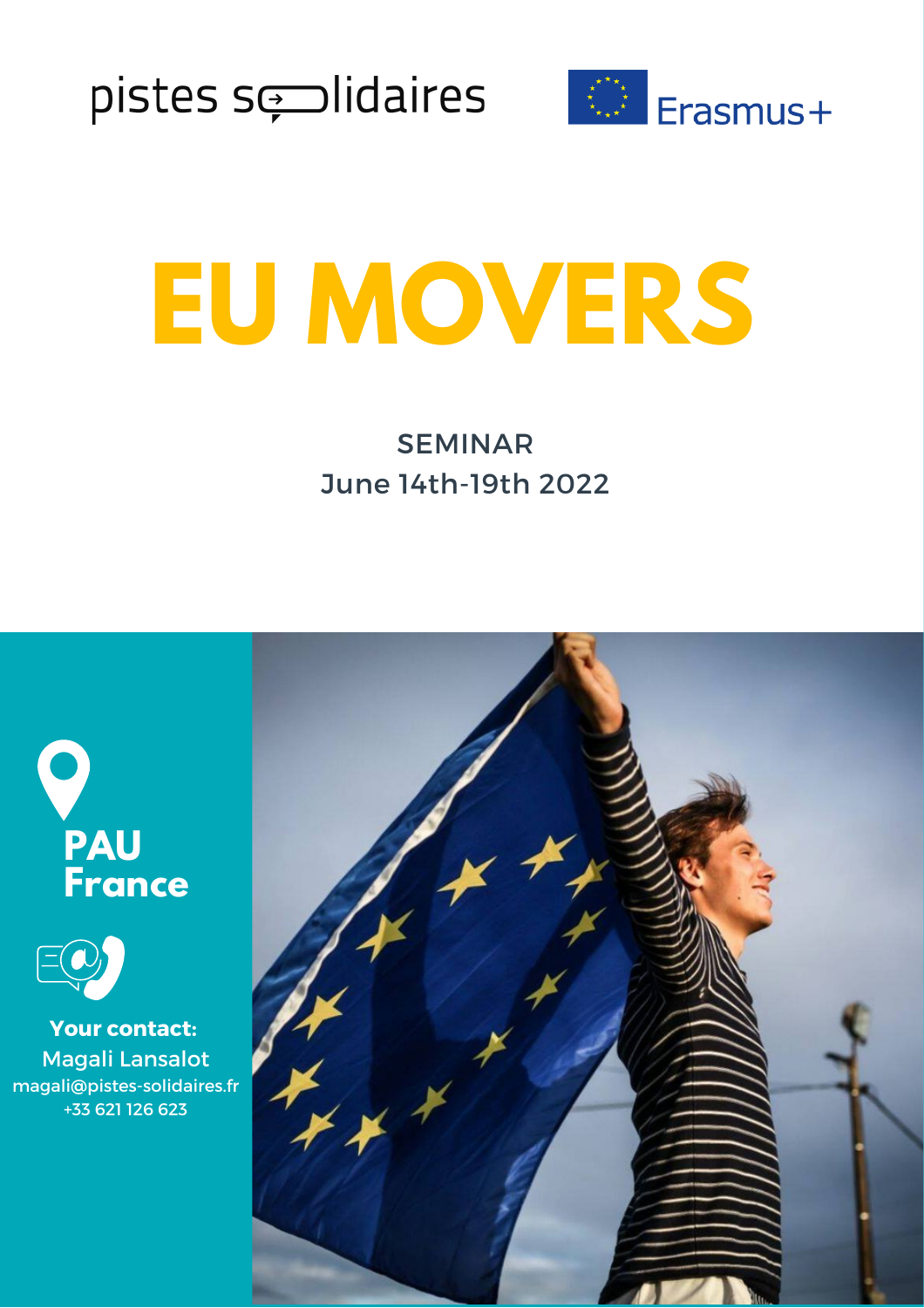pistes solidaires

Erasmus+

# EU MOVERS

SEMINAR
June 14th-19th 2022

**PAU**
**France**

**Your contact:**
Magali Lansalot
magali@pistes-solidaires.fr
+33 621 126 623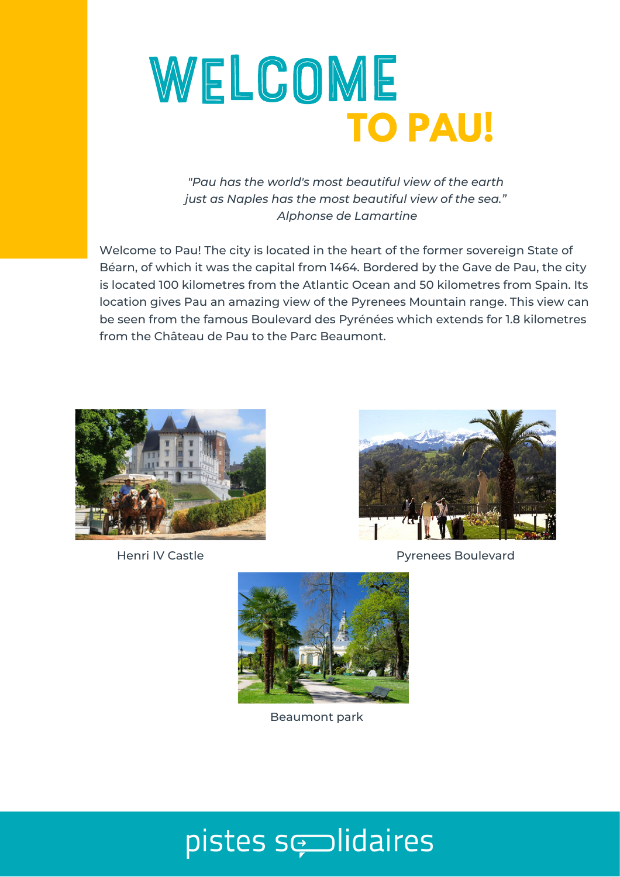# WELCOME TO PAU!

*"Pau has the world's most beautiful view of the earth just as Naples has the most beautiful view of the sea." Alphonse de Lamartine*

Welcome to Pau! The city is located in the heart of the former sovereign State of Béarn, of which it was the capital from 1464. Bordered by the Gave de Pau, the city is located 100 kilometres from the Atlantic Ocean and 50 kilometres from Spain. Its location gives Pau an amazing view of the Pyrenees Mountain range. This view can be seen from the famous Boulevard des Pyrénées which extends for 1.8 kilometres from the Château de Pau to the Parc Beaumont.

Henri IV Castle

Pyrenees Boulevard

Beaumont park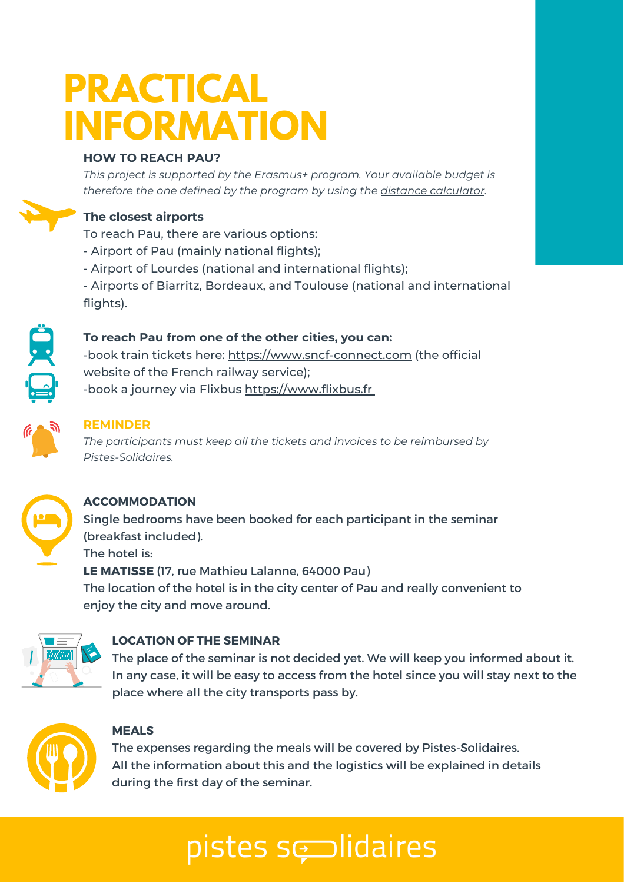# PRACTICAL INFORMATION

## HOW TO REACH PAU?

*This project is supported by the Erasmus+ program. Your available budget is therefore the one defined by the program by using the distance calculator.*

### The closest airports

To reach Pau, there are various options:

- Airport of Pau (mainly national flights);
- Airport of Lourdes (national and international flights);
- Airports of Biarritz, Bordeaux, and Toulouse (national and international flights).

### To reach Pau from one of the other cities, you can:

-book train tickets here: https://www.sncf-connect.com (the official website of the French railway service);

-book a journey via Flixbus https://www.flixbus.fr

### REMINDER

*The participants must keep all the tickets and invoices to be reimbursed by Pistes-Solidaires.*

## ACCOMMODATION

Single bedrooms have been booked for each participant in the seminar (breakfast included).

The hotel is:

**LE MATISSE** (17, rue Mathieu Lalanne, 64000 Pau)

The location of the hotel is in the city center of Pau and really convenient to enjoy the city and move around.

## LOCATION OF THE SEMINAR

The place of the seminar is not decided yet. We will keep you informed about it. In any case, it will be easy to access from the hotel since you will stay next to the place where all the city transports pass by.

## MEALS

The expenses regarding the meals will be covered by Pistes-Solidaires. All the information about this and the logistics will be explained in details during the first day of the seminar.

pistes solidaires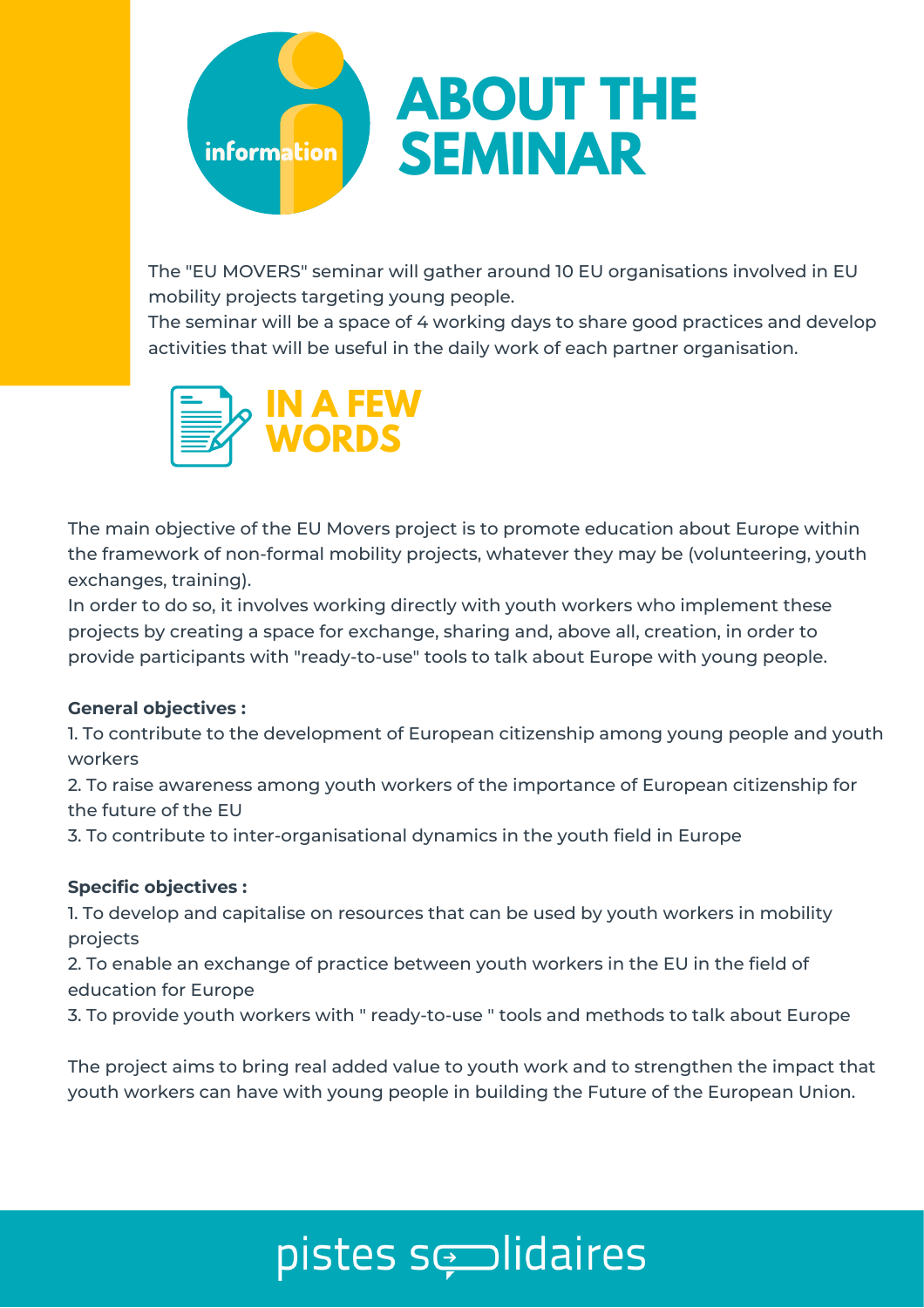# ABOUT THE SEMINAR

The "EU MOVERS" seminar will gather around 10 EU organisations involved in EU mobility projects targeting young people.
The seminar will be a space of 4 working days to share good practices and develop activities that will be useful in the daily work of each partner organisation.

## IN A FEW WORDS

The main objective of the EU Movers project is to promote education about Europe within the framework of non-formal mobility projects, whatever they may be (volunteering, youth exchanges, training).
In order to do so, it involves working directly with youth workers who implement these projects by creating a space for exchange, sharing and, above all, creation, in order to provide participants with "ready-to-use" tools to talk about Europe with young people.

**General objectives :**

1. To contribute to the development of European citizenship among young people and youth workers
2. To raise awareness among youth workers of the importance of European citizenship for the future of the EU
3. To contribute to inter-organisational dynamics in the youth field in Europe

**Specific objectives :**

1. To develop and capitalise on resources that can be used by youth workers in mobility projects
2. To enable an exchange of practice between youth workers in the EU in the field of education for Europe
3. To provide youth workers with " ready-to-use " tools and methods to talk about Europe

The project aims to bring real added value to youth work and to strengthen the impact that youth workers can have with young people in building the Future of the European Union.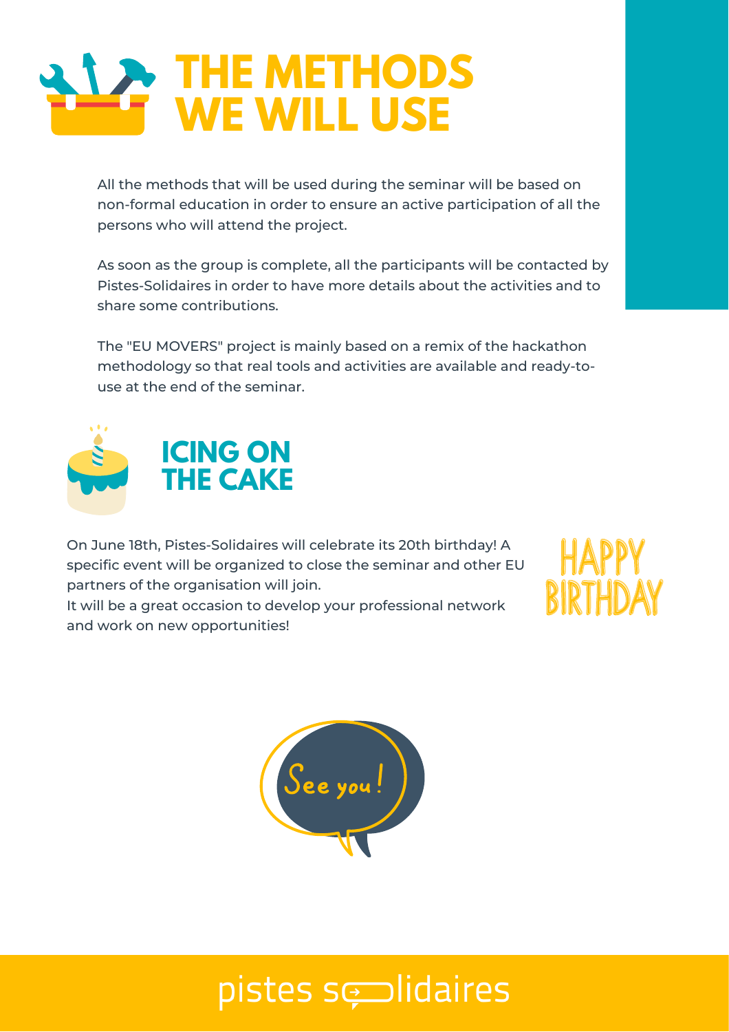# THE METHODS WE WILL USE

All the methods that will be used during the seminar will be based on non-formal education in order to ensure an active participation of all the persons who will attend the project.

As soon as the group is complete, all the participants will be contacted by Pistes-Solidaires in order to have more details about the activities and to share some contributions.

The "EU MOVERS" project is mainly based on a remix of the hackathon methodology so that real tools and activities are available and ready-to-use at the end of the seminar.

## ICING ON THE CAKE

On June 18th, Pistes-Solidaires will celebrate its 20th birthday! A specific event will be organized to close the seminar and other EU partners of the organisation will join.
It will be a great occasion to develop your professional network and work on new opportunities!

HAPPY BIRTHDAY

See you!

pistes solidaires